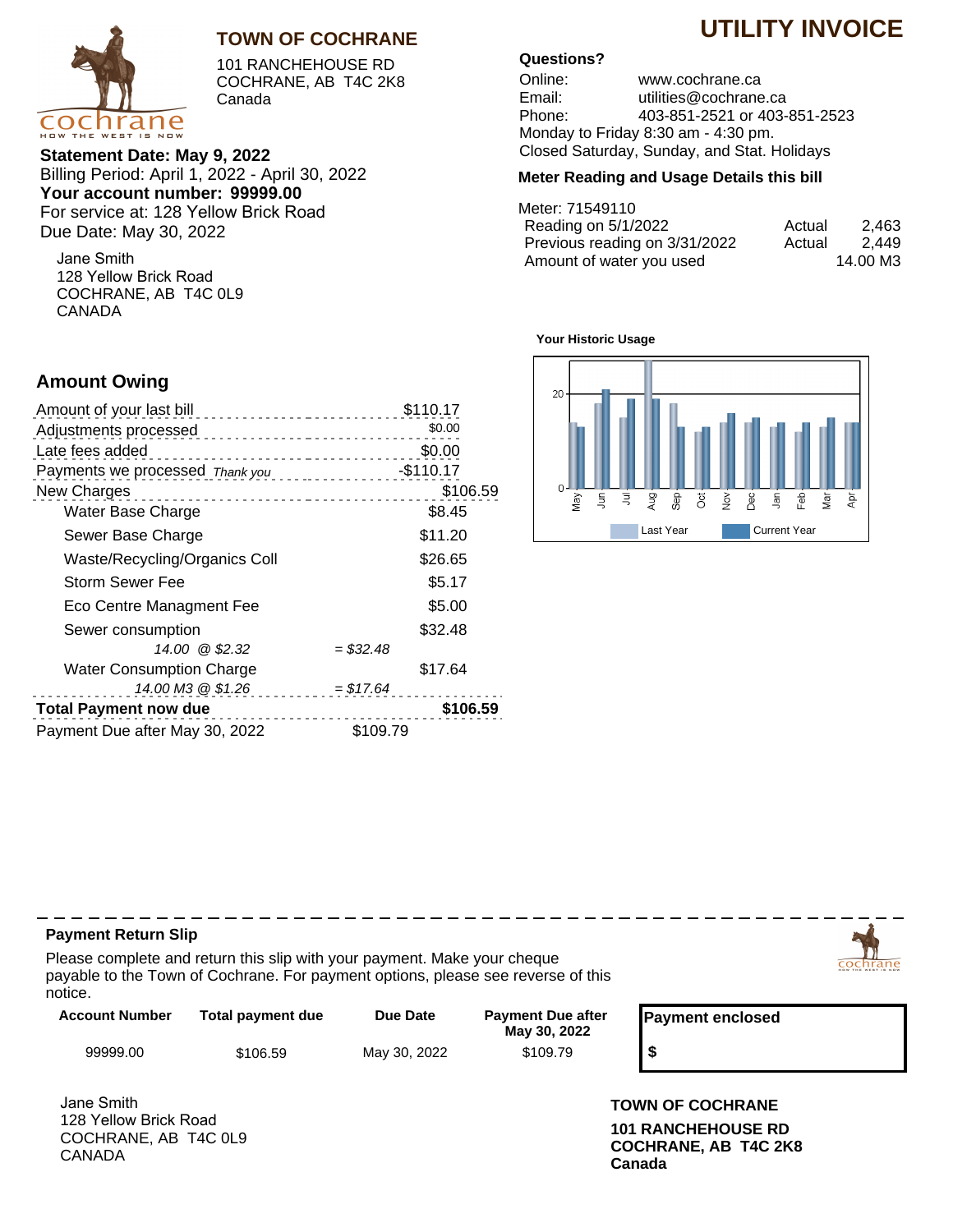# UTILITY INVOICE

**TOWN OF COCHRANE**
101 RANCHEHOUSE RD
COCHRANE, AB T4C 2K8
Canada

cochrane
HOW THE WEST IS NOW

**Questions?**

| | |
|---|---|
| Online: | www.cochrane.ca |
| Email: | utilities@cochrane.ca |
| Phone: | 403-851-2521 or 403-851-2523 |

Monday to Friday 8:30 am - 4:30 pm.
Closed Saturday, Sunday, and Stat. Holidays

**Statement Date: May 9, 2022**
Billing Period: April 1, 2022 - April 30, 2022
**Your account number: 99999.00**
For service at: 128 Yellow Brick Road
Due Date: May 30, 2022

Jane Smith
128 Yellow Brick Road
COCHRANE, AB T4C 0L9
CANADA

**Meter Reading and Usage Details this bill**

Meter: 71549110

| | | |
|---|---|---|
| Reading on 5/1/2022 | Actual | 2,463 |
| Previous reading on 3/31/2022 | Actual | 2,449 |
| Amount of water you used | | 14.00 M3 |

**Your Historic Usage**

20
0
May Jun Jul Aug Sep Oct Nov Dec Jan Feb Mar Apr
Last Year
Current Year

## Amount Owing

| | | | |
|---|---|---|---|
| Amount of your last bill | | $110.17 | |
| Adjustments processed | | $0.00 | |
| Late fees added | | $0.00 | |
| Payments we processed *Thank you* | | -$110.17 | |
| New Charges | | | $106.59 |
| Water Base Charge | | $8.45 | |
| Sewer Base Charge | | $11.20 | |
| Waste/Recycling/Organics Coll | | $26.65 | |
| Storm Sewer Fee | | $5.17 | |
| Eco Centre Managment Fee | | $5.00 | |
| Sewer consumption | | $32.48 | |
| *14.00 @ $2.32* | *= $32.48* | | |
| Water Consumption Charge | | $17.64 | |
| *14.00 M3 @ $1.26* | *= $17.64* | | |
| **Total Payment now due** | | | **$106.59** |
| Payment Due after May 30, 2022 | $109.79 | | |

---

**Payment Return Slip**

Please complete and return this slip with your payment. Make your cheque payable to the Town of Cochrane. For payment options, please see reverse of this notice.

| Account Number | Total payment due | Due Date | Payment Due after May 30, 2022 |
|---|---|---|---|
| 99999.00 | $106.59 | May 30, 2022 | $109.79 |

**Payment enclosed**

**$**

Jane Smith
128 Yellow Brick Road
COCHRANE, AB T4C 0L9
CANADA

**TOWN OF COCHRANE**

**101 RANCHEHOUSE RD**
**COCHRANE, AB T4C 2K8**
**Canada**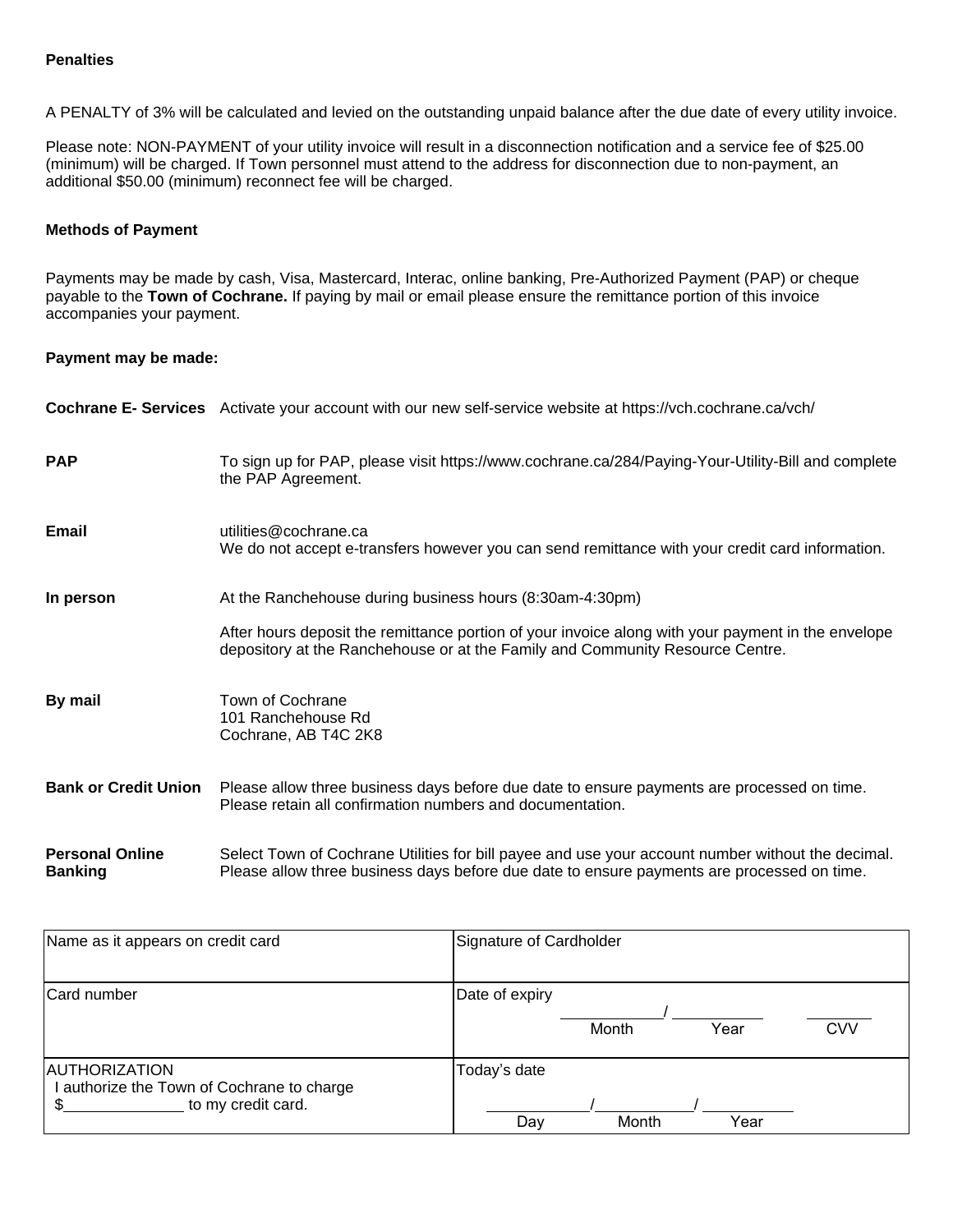**Penalties**

A PENALTY of 3% will be calculated and levied on the outstanding unpaid balance after the due date of every utility invoice.

Please note: NON-PAYMENT of your utility invoice will result in a disconnection notification and a service fee of $25.00 (minimum) will be charged. If Town personnel must attend to the address for disconnection due to non-payment, an additional $50.00 (minimum) reconnect fee will be charged.

**Methods of Payment**

Payments may be made by cash, Visa, Mastercard, Interac, online banking, Pre-Authorized Payment (PAP) or cheque payable to the **Town of Cochrane.** If paying by mail or email please ensure the remittance portion of this invoice accompanies your payment.

**Payment may be made:**

| | |
|---|---|
| **Cochrane E- Services** | Activate your account with our new self-service website at https://vch.cochrane.ca/vch/ |
| **PAP** | To sign up for PAP, please visit https://www.cochrane.ca/284/Paying-Your-Utility-Bill and complete the PAP Agreement. |
| **Email** | utilities@cochrane.ca<br>We do not accept e-transfers however you can send remittance with your credit card information. |
| **In person** | At the Ranchehouse during business hours (8:30am-4:30pm)<br><br>After hours deposit the remittance portion of your invoice along with your payment in the envelope depository at the Ranchehouse or at the Family and Community Resource Centre. |
| **By mail** | Town of Cochrane<br>101 Ranchehouse Rd<br>Cochrane, AB T4C 2K8 |
| **Bank or Credit Union** | Please allow three business days before due date to ensure payments are processed on time. Please retain all confirmation numbers and documentation. |
| **Personal Online Banking** | Select Town of Cochrane Utilities for bill payee and use your account number without the decimal. Please allow three business days before due date to ensure payments are processed on time. |

| | |
|---|---|
| Name as it appears on credit card | Signature of Cardholder |
| Card number | Date of expiry<br>_______ / _______ Month Year<br>_______ CVV |
| AUTHORIZATION<br>I authorize the Town of Cochrane to charge<br>$______________ to my credit card. | Today's date<br>_______ / _______ / _______<br>Day Month Year |